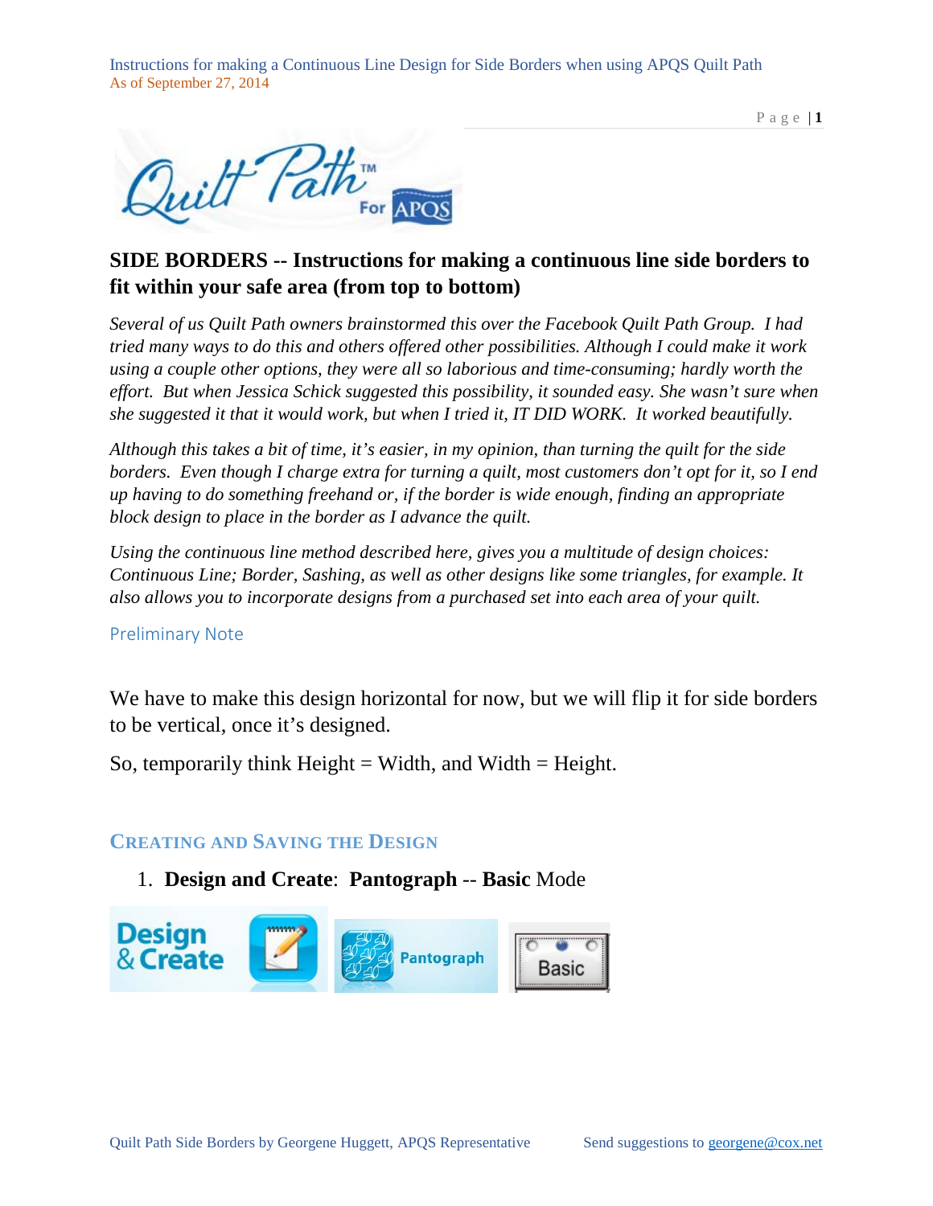## SIDE BORDERS -- Instructions for making a continuous line side borders to fit within your safe area (from top to bottom)

*Several of us Quilt Path owners brainstormed this over the Facebook Quilt Path Group. I had tried many ways to do this and others offered other possibilities. Although I could make it work using a couple other options, they were all so laborious and time-consuming; hardly worth the effort. But when Jessica Schick suggested this possibility, it sounded easy. She wasn't sure when she suggested it that it would work, but when I tried it, IT DID WORK. It worked beautifully.*

*Although this takes a bit of time, it's easier, in my opinion, than turning the quilt for the side borders. Even though I charge extra for turning a quilt, most customers don't opt for it, so I end up having to do something freehand or, if the border is wide enough, finding an appropriate block design to place in the border as I advance the quilt.*

*Using the continuous line method described here, gives you a multitude of design choices: Continuous Line; Border, Sashing, as well as other designs like some triangles, for example. It also allows you to incorporate designs from a purchased set into each area of your quilt.*

### Preliminary Note

We have to make this design horizontal for now, but we will flip it for side borders to be vertical, once it's designed.

So, temporarily think Height = Width, and Width = Height.

### CREATING AND SAVING THE DESIGN

1. **Design and Create**: **Pantograph** -- **Basic** Mode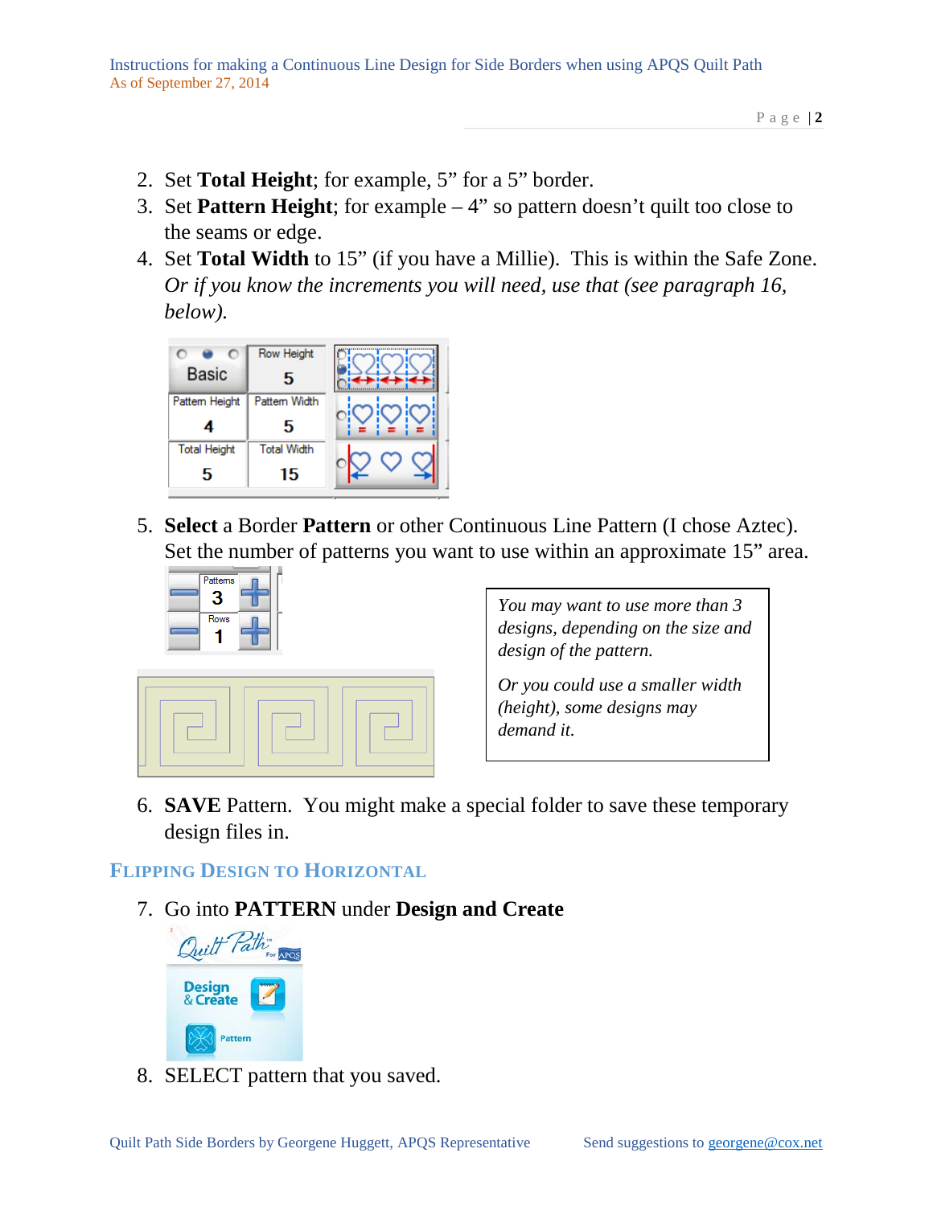2. Set **Total Height**; for example, 5” for a 5” border.
3. Set **Pattern Height**; for example – 4” so pattern doesn’t quilt too close to the seams or edge.
4. Set **Total Width** to 15” (if you have a Millie). This is within the Safe Zone. *Or if you know the increments you will need, use that (see paragraph 16, below).*

| Basic | Row Height 5 |
|---|---|
| Pattern Height 4 | Pattern Width 5 |
| Total Height 5 | Total Width 15 |

5. **Select** a Border **Pattern** or other Continuous Line Pattern (I chose Aztec). Set the number of patterns you want to use within an approximate 15” area.

Patterns 3

Rows 1

*You may want to use more than 3 designs, depending on the size and design of the pattern.*

*Or you could use a smaller width (height), some designs may demand it.*

6. **SAVE** Pattern. You might make a special folder to save these temporary design files in.

## Flipping Design to Horizontal

7. Go into **PATTERN** under **Design and Create**

8. SELECT pattern that you saved.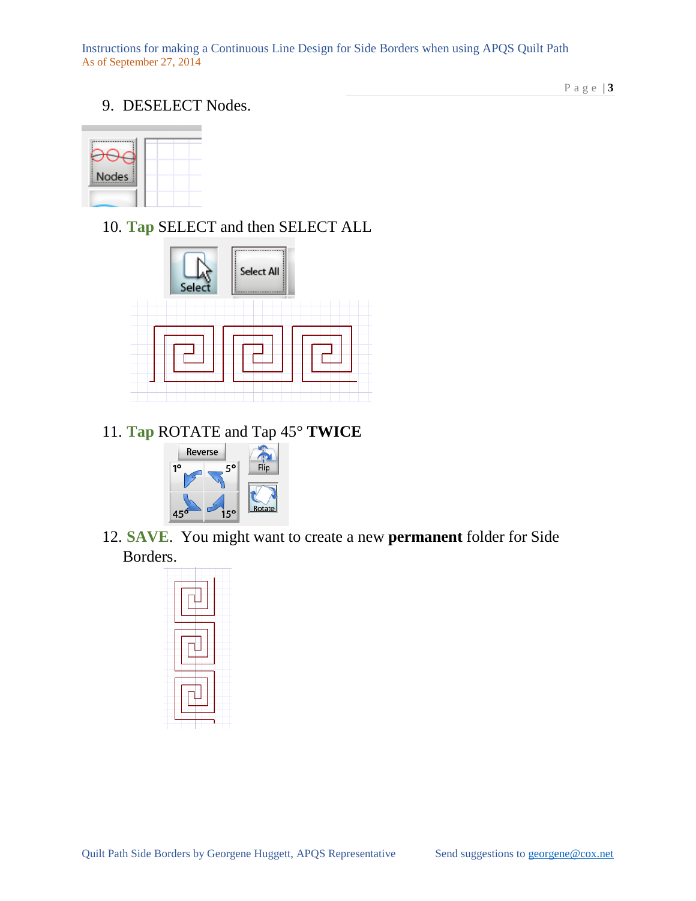9. DESELECT Nodes.

10. **Tap** SELECT and then SELECT ALL

11. **Tap** ROTATE and Tap 45° **TWICE**

12. **SAVE**. You might want to create a new **permanent** folder for Side Borders.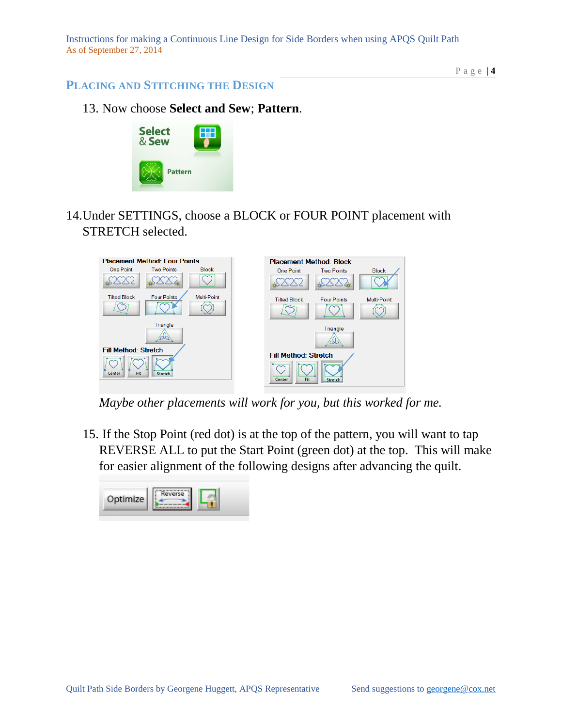## Placing and Stitching the Design

13. Now choose **Select and Sew**; **Pattern**.

14. Under SETTINGS, choose a BLOCK or FOUR POINT placement with STRETCH selected.

*Maybe other placements will work for you, but this worked for me.*

15. If the Stop Point (red dot) is at the top of the pattern, you will want to tap REVERSE ALL to put the Start Point (green dot) at the top. This will make for easier alignment of the following designs after advancing the quilt.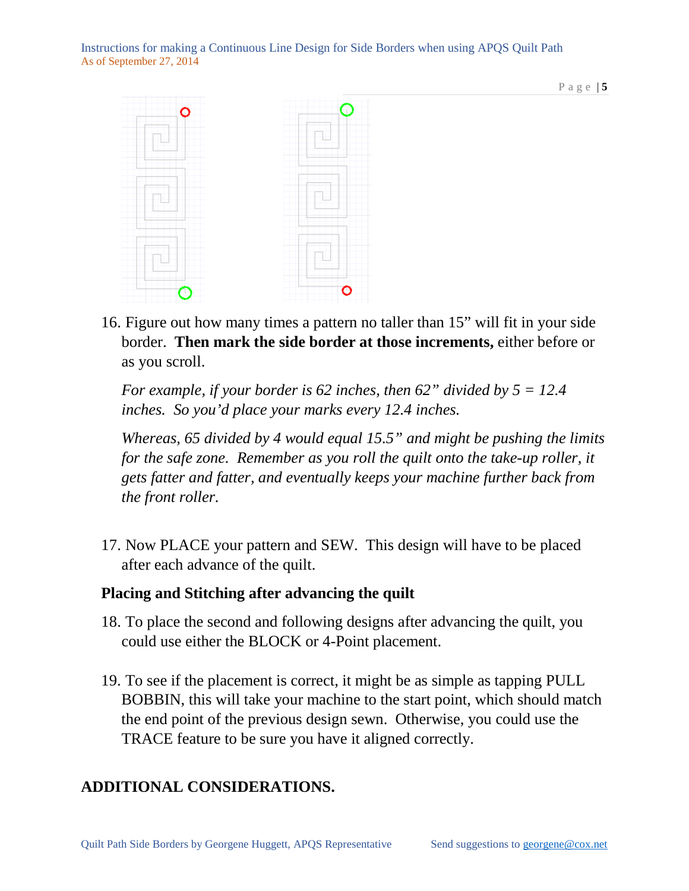16. Figure out how many times a pattern no taller than 15" will fit in your side border. **Then mark the side border at those increments,** either before or as you scroll.

    *For example, if your border is 62 inches, then 62" divided by 5 = 12.4 inches. So you'd place your marks every 12.4 inches.*

    *Whereas, 65 divided by 4 would equal 15.5" and might be pushing the limits for the safe zone. Remember as you roll the quilt onto the take-up roller, it gets fatter and fatter, and eventually keeps your machine further back from the front roller.*

17. Now PLACE your pattern and SEW. This design will have to be placed after each advance of the quilt.

### Placing and Stitching after advancing the quilt

18. To place the second and following designs after advancing the quilt, you could use either the BLOCK or 4-Point placement.

19. To see if the placement is correct, it might be as simple as tapping PULL BOBBIN, this will take your machine to the start point, which should match the end point of the previous design sewn. Otherwise, you could use the TRACE feature to be sure you have it aligned correctly.

## ADDITIONAL CONSIDERATIONS.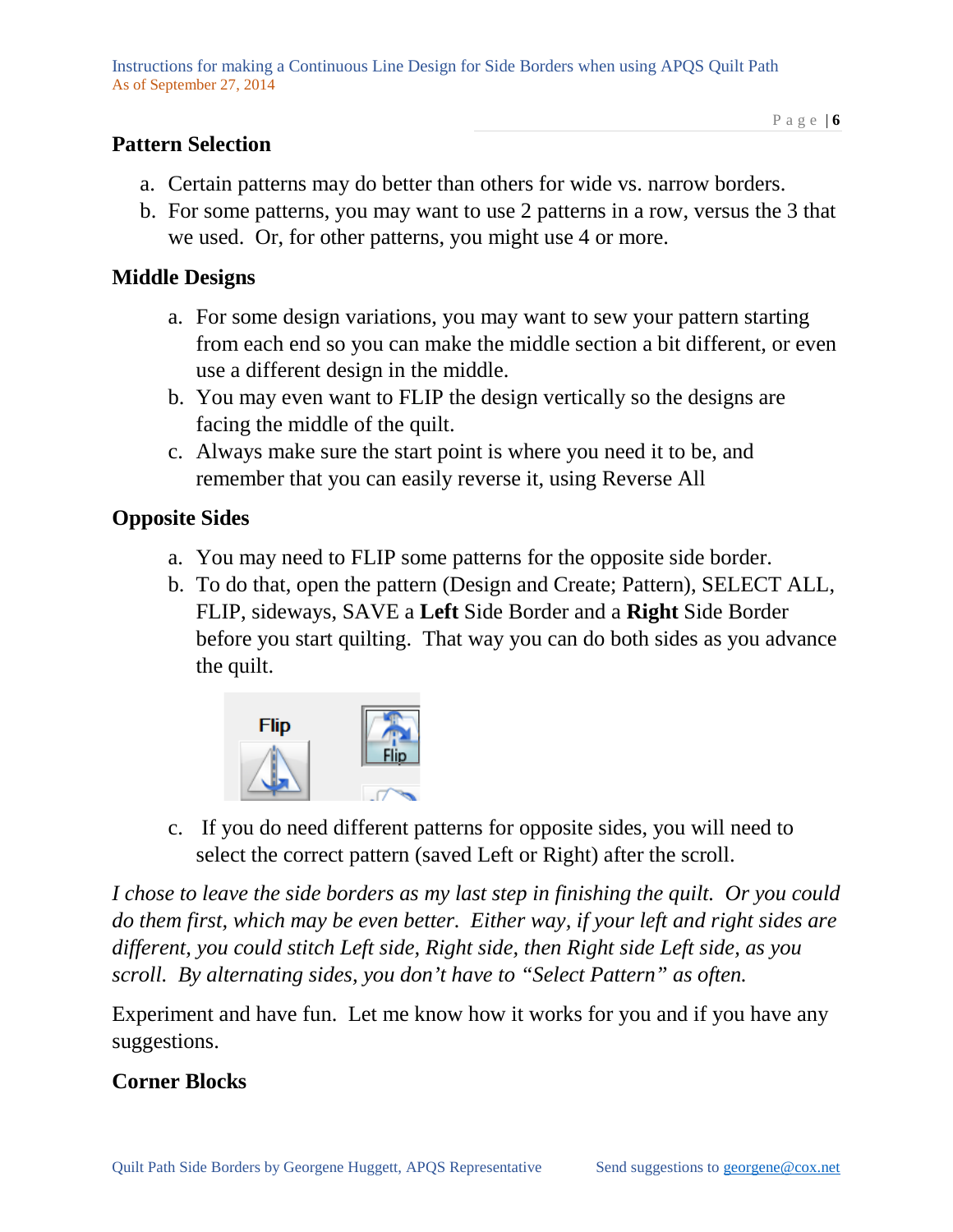## Pattern Selection

a. Certain patterns may do better than others for wide vs. narrow borders.
b. For some patterns, you may want to use 2 patterns in a row, versus the 3 that we used. Or, for other patterns, you might use 4 or more.

## Middle Designs

a. For some design variations, you may want to sew your pattern starting from each end so you can make the middle section a bit different, or even use a different design in the middle.
b. You may even want to FLIP the design vertically so the designs are facing the middle of the quilt.
c. Always make sure the start point is where you need it to be, and remember that you can easily reverse it, using Reverse All

## Opposite Sides

a. You may need to FLIP some patterns for the opposite side border.
b. To do that, open the pattern (Design and Create; Pattern), SELECT ALL, FLIP, sideways, SAVE a **Left** Side Border and a **Right** Side Border before you start quilting. That way you can do both sides as you advance the quilt.

c. If you do need different patterns for opposite sides, you will need to select the correct pattern (saved Left or Right) after the scroll.

*I chose to leave the side borders as my last step in finishing the quilt. Or you could do them first, which may be even better. Either way, if your left and right sides are different, you could stitch Left side, Right side, then Right side Left side, as you scroll. By alternating sides, you don't have to "Select Pattern" as often.*

Experiment and have fun. Let me know how it works for you and if you have any suggestions.

## Corner Blocks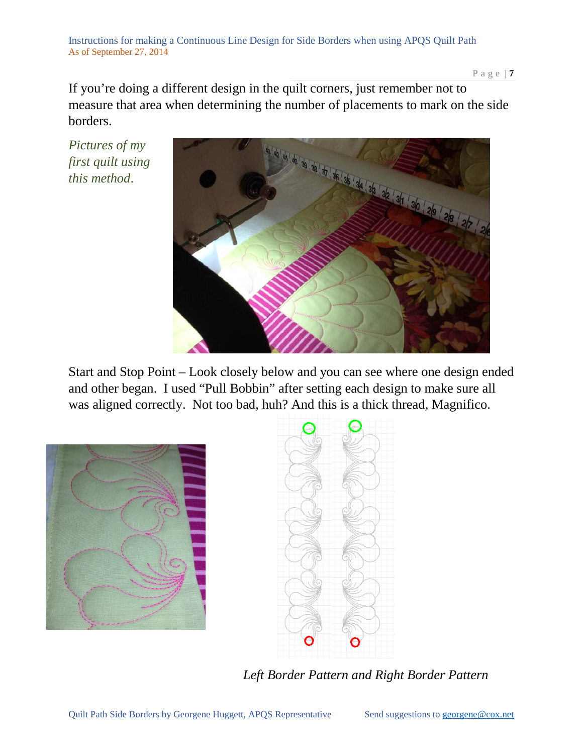If you're doing a different design in the quilt corners, just remember not to measure that area when determining the number of placements to mark on the side borders.

*Pictures of my first quilt using this method.*

Start and Stop Point – Look closely below and you can see where one design ended and other began. I used "Pull Bobbin" after setting each design to make sure all was aligned correctly. Not too bad, huh? And this is a thick thread, Magnifico.

*Left Border Pattern and Right Border Pattern*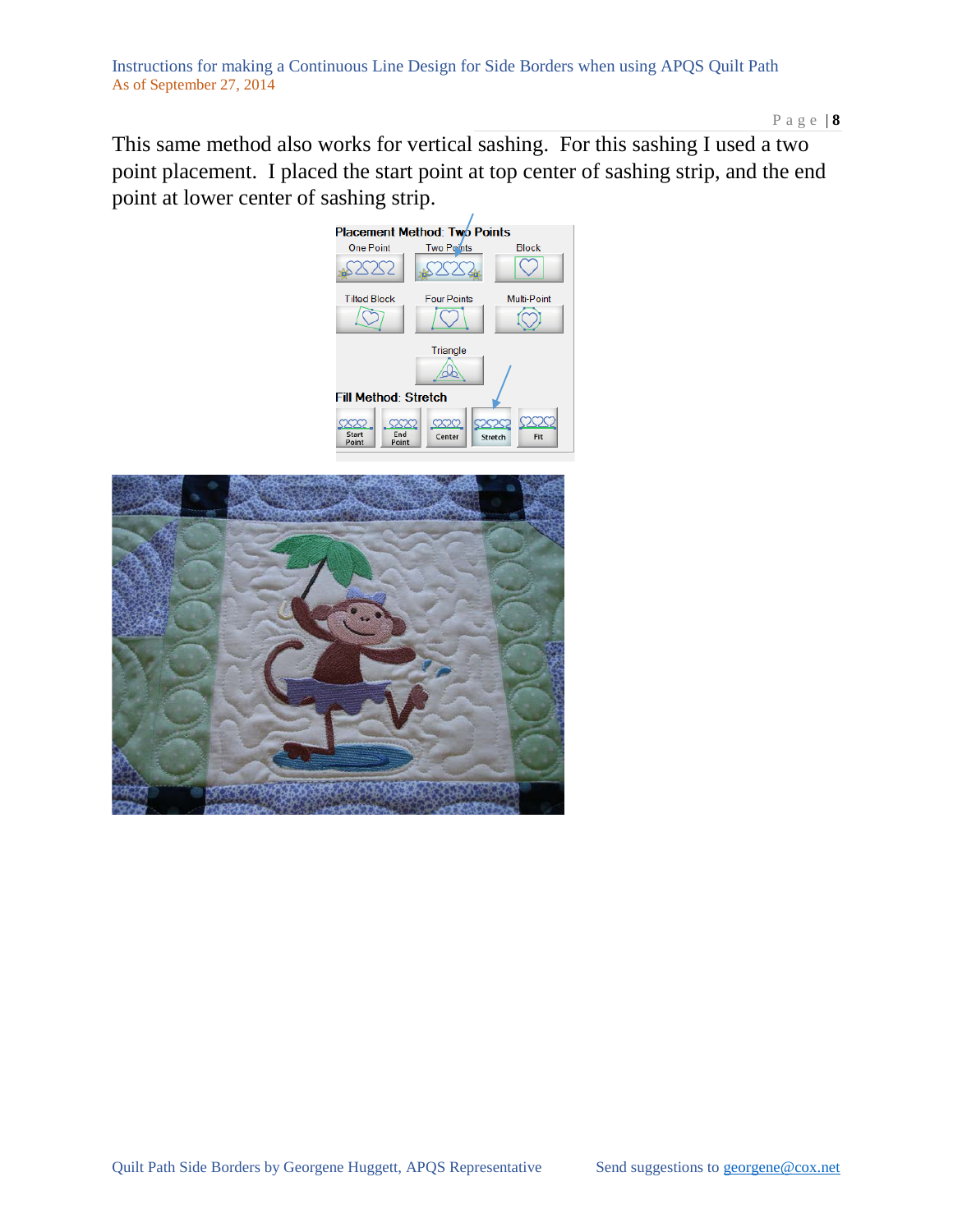This same method also works for vertical sashing. For this sashing I used a two point placement. I placed the start point at top center of sashing strip, and the end point at lower center of sashing strip.